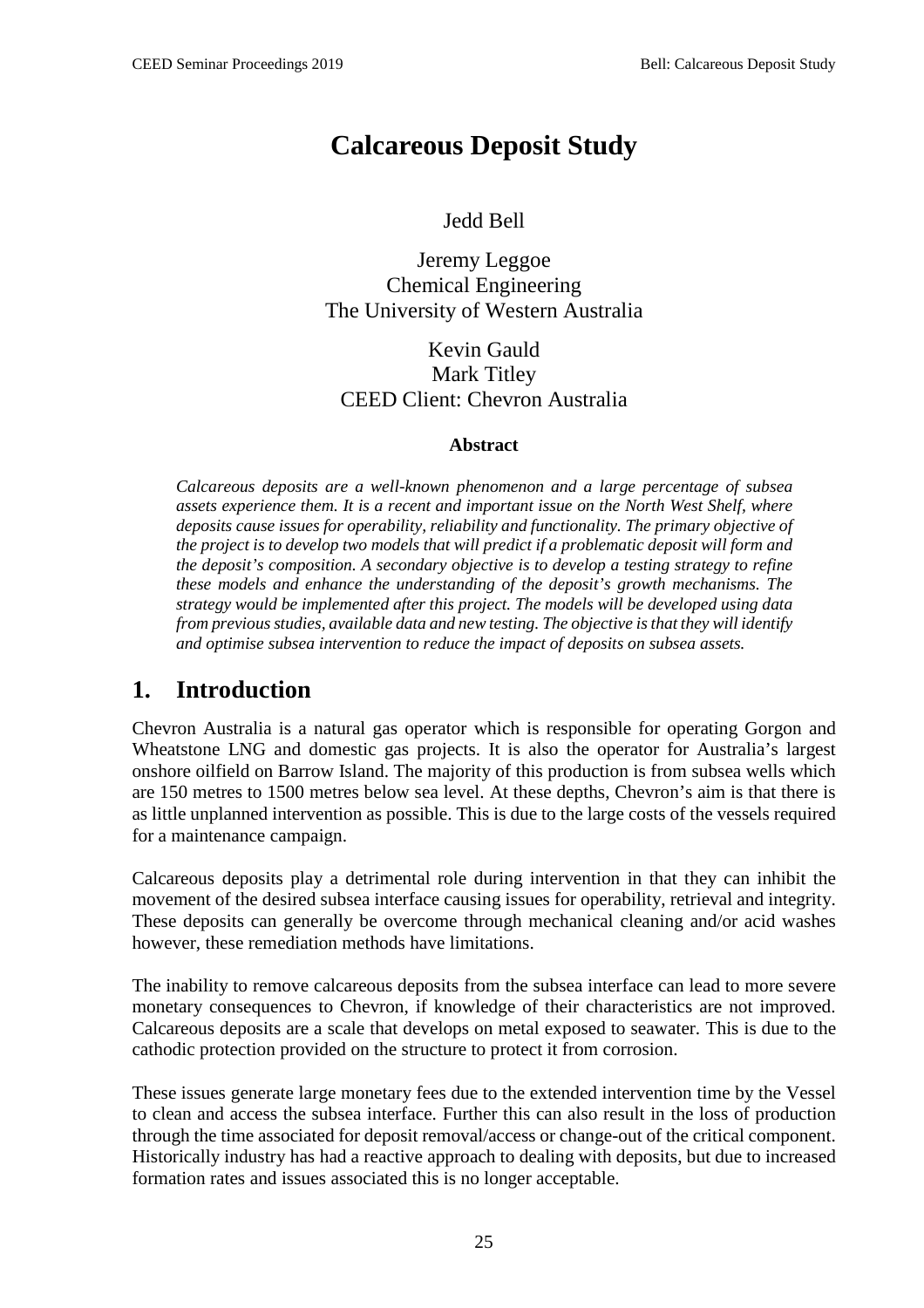# Calcareous Deposit Study

Jedd Bell

Jeremy Leggoe
Chemical Engineering
The University of Western Australia

Kevin Gauld
Mark Titley
CEED Client: Chevron Australia

### Abstract

*Calcareous deposits are a well-known phenomenon and a large percentage of subsea assets experience them. It is a recent and important issue on the North West Shelf, where deposits cause issues for operability, reliability and functionality. The primary objective of the project is to develop two models that will predict if a problematic deposit will form and the deposit's composition. A secondary objective is to develop a testing strategy to refine these models and enhance the understanding of the deposit's growth mechanisms. The strategy would be implemented after this project. The models will be developed using data from previous studies, available data and new testing. The objective is that they will identify and optimise subsea intervention to reduce the impact of deposits on subsea assets.*

## 1. Introduction

Chevron Australia is a natural gas operator which is responsible for operating Gorgon and Wheatstone LNG and domestic gas projects. It is also the operator for Australia's largest onshore oilfield on Barrow Island. The majority of this production is from subsea wells which are 150 metres to 1500 metres below sea level. At these depths, Chevron's aim is that there is as little unplanned intervention as possible. This is due to the large costs of the vessels required for a maintenance campaign.

Calcareous deposits play a detrimental role during intervention in that they can inhibit the movement of the desired subsea interface causing issues for operability, retrieval and integrity. These deposits can generally be overcome through mechanical cleaning and/or acid washes however, these remediation methods have limitations.

The inability to remove calcareous deposits from the subsea interface can lead to more severe monetary consequences to Chevron, if knowledge of their characteristics are not improved. Calcareous deposits are a scale that develops on metal exposed to seawater. This is due to the cathodic protection provided on the structure to protect it from corrosion.

These issues generate large monetary fees due to the extended intervention time by the Vessel to clean and access the subsea interface. Further this can also result in the loss of production through the time associated for deposit removal/access or change-out of the critical component. Historically industry has had a reactive approach to dealing with deposits, but due to increased formation rates and issues associated this is no longer acceptable.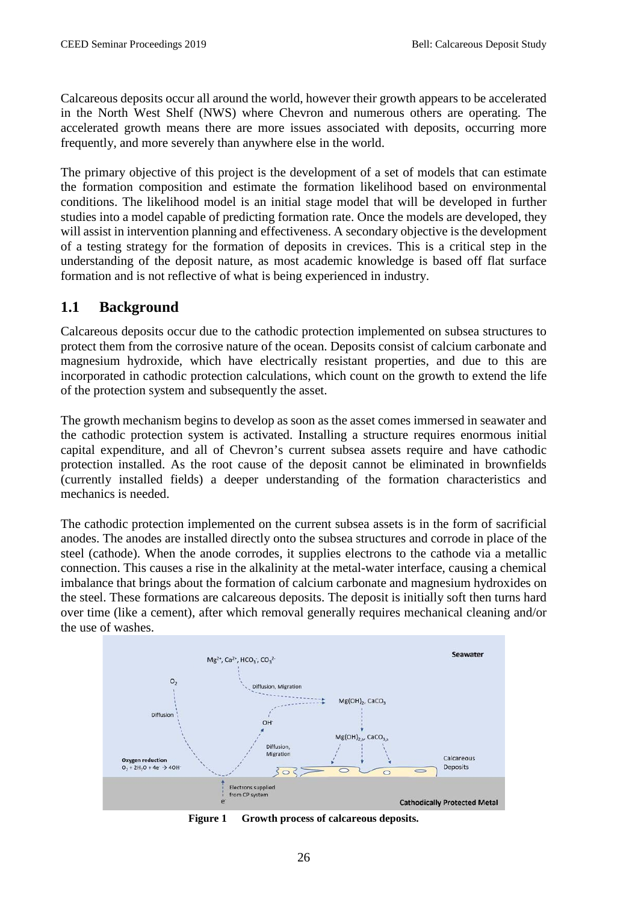Calcareous deposits occur all around the world, however their growth appears to be accelerated in the North West Shelf (NWS) where Chevron and numerous others are operating. The accelerated growth means there are more issues associated with deposits, occurring more frequently, and more severely than anywhere else in the world.

The primary objective of this project is the development of a set of models that can estimate the formation composition and estimate the formation likelihood based on environmental conditions. The likelihood model is an initial stage model that will be developed in further studies into a model capable of predicting formation rate. Once the models are developed, they will assist in intervention planning and effectiveness. A secondary objective is the development of a testing strategy for the formation of deposits in crevices. This is a critical step in the understanding of the deposit nature, as most academic knowledge is based off flat surface formation and is not reflective of what is being experienced in industry.

## 1.1 Background

Calcareous deposits occur due to the cathodic protection implemented on subsea structures to protect them from the corrosive nature of the ocean. Deposits consist of calcium carbonate and magnesium hydroxide, which have electrically resistant properties, and due to this are incorporated in cathodic protection calculations, which count on the growth to extend the life of the protection system and subsequently the asset.

The growth mechanism begins to develop as soon as the asset comes immersed in seawater and the cathodic protection system is activated. Installing a structure requires enormous initial capital expenditure, and all of Chevron's current subsea assets require and have cathodic protection installed. As the root cause of the deposit cannot be eliminated in brownfields (currently installed fields) a deeper understanding of the formation characteristics and mechanics is needed.

The cathodic protection implemented on the current subsea assets is in the form of sacrificial anodes. The anodes are installed directly onto the subsea structures and corrode in place of the steel (cathode). When the anode corrodes, it supplies electrons to the cathode via a metallic connection. This causes a rise in the alkalinity at the metal-water interface, causing a chemical imbalance that brings about the formation of calcium carbonate and magnesium hydroxides on the steel. These formations are calcareous deposits. The deposit is initially soft then turns hard over time (like a cement), after which removal generally requires mechanical cleaning and/or the use of washes.

Seawater

$Mg^{2+}$, $Ca^{2+}$, $HCO_3^-$, $CO_3^{2-}$

$O_2$

Diffusion, Migration

$Mg(OH)_2$, $CaCO_3$

Diffusion

$OH^-$

$Mg(OH)_{2,s}$, $CaCO_{3,s}$

Diffusion, Migration

Oxygen reduction
$O_2 + 2H_2O + 4e^- \rightarrow 4OH^-$

Calcareous Deposits

Electrons supplied from CP system

$e^-$

Cathodically Protected Metal

**Figure 1 Growth process of calcareous deposits.**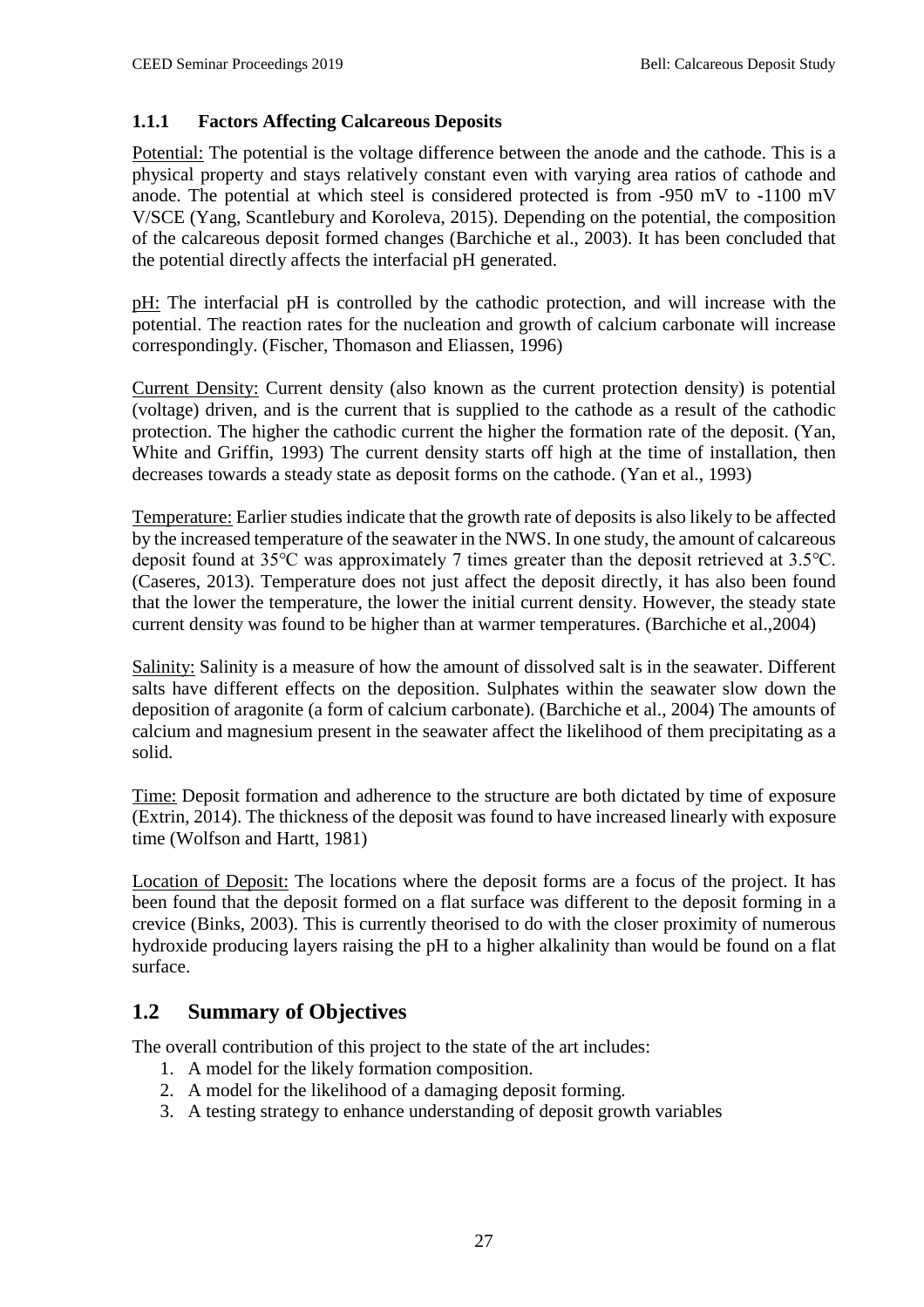### 1.1.1 Factors Affecting Calcareous Deposits

Potential: The potential is the voltage difference between the anode and the cathode. This is a physical property and stays relatively constant even with varying area ratios of cathode and anode. The potential at which steel is considered protected is from -950 mV to -1100 mV V/SCE (Yang, Scantlebury and Koroleva, 2015). Depending on the potential, the composition of the calcareous deposit formed changes (Barchiche et al., 2003). It has been concluded that the potential directly affects the interfacial pH generated.

pH: The interfacial pH is controlled by the cathodic protection, and will increase with the potential. The reaction rates for the nucleation and growth of calcium carbonate will increase correspondingly. (Fischer, Thomason and Eliassen, 1996)

Current Density: Current density (also known as the current protection density) is potential (voltage) driven, and is the current that is supplied to the cathode as a result of the cathodic protection. The higher the cathodic current the higher the formation rate of the deposit. (Yan, White and Griffin, 1993) The current density starts off high at the time of installation, then decreases towards a steady state as deposit forms on the cathode. (Yan et al., 1993)

Temperature: Earlier studies indicate that the growth rate of deposits is also likely to be affected by the increased temperature of the seawater in the NWS. In one study, the amount of calcareous deposit found at 35°C was approximately 7 times greater than the deposit retrieved at 3.5°C. (Caseres, 2013). Temperature does not just affect the deposit directly, it has also been found that the lower the temperature, the lower the initial current density. However, the steady state current density was found to be higher than at warmer temperatures. (Barchiche et al.,2004)

Salinity: Salinity is a measure of how the amount of dissolved salt is in the seawater. Different salts have different effects on the deposition. Sulphates within the seawater slow down the deposition of aragonite (a form of calcium carbonate). (Barchiche et al., 2004) The amounts of calcium and magnesium present in the seawater affect the likelihood of them precipitating as a solid.

Time: Deposit formation and adherence to the structure are both dictated by time of exposure (Extrin, 2014). The thickness of the deposit was found to have increased linearly with exposure time (Wolfson and Hartt, 1981)

Location of Deposit: The locations where the deposit forms are a focus of the project. It has been found that the deposit formed on a flat surface was different to the deposit forming in a crevice (Binks, 2003). This is currently theorised to do with the closer proximity of numerous hydroxide producing layers raising the pH to a higher alkalinity than would be found on a flat surface.

## 1.2 Summary of Objectives

The overall contribution of this project to the state of the art includes:

1. A model for the likely formation composition.
2. A model for the likelihood of a damaging deposit forming.
3. A testing strategy to enhance understanding of deposit growth variables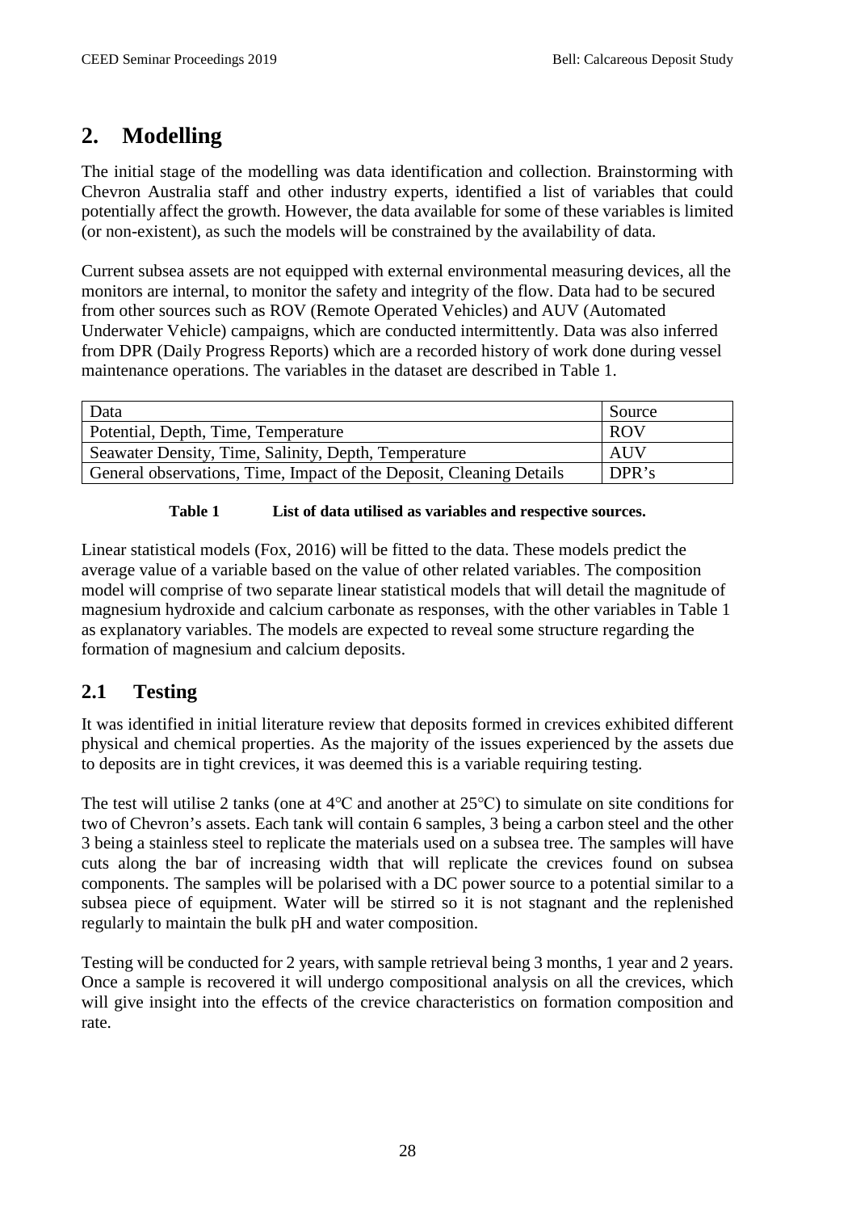## 2. Modelling

The initial stage of the modelling was data identification and collection. Brainstorming with Chevron Australia staff and other industry experts, identified a list of variables that could potentially affect the growth. However, the data available for some of these variables is limited (or non-existent), as such the models will be constrained by the availability of data.

Current subsea assets are not equipped with external environmental measuring devices, all the monitors are internal, to monitor the safety and integrity of the flow. Data had to be secured from other sources such as ROV (Remote Operated Vehicles) and AUV (Automated Underwater Vehicle) campaigns, which are conducted intermittently. Data was also inferred from DPR (Daily Progress Reports) which are a recorded history of work done during vessel maintenance operations. The variables in the dataset are described in Table 1.

| Data | Source |
|---|---|
| Potential, Depth, Time, Temperature | ROV |
| Seawater Density, Time, Salinity, Depth, Temperature | AUV |
| General observations, Time, Impact of the Deposit, Cleaning Details | DPR's |

**Table 1 List of data utilised as variables and respective sources.**

Linear statistical models (Fox, 2016) will be fitted to the data. These models predict the average value of a variable based on the value of other related variables. The composition model will comprise of two separate linear statistical models that will detail the magnitude of magnesium hydroxide and calcium carbonate as responses, with the other variables in Table 1 as explanatory variables. The models are expected to reveal some structure regarding the formation of magnesium and calcium deposits.

### 2.1 Testing

It was identified in initial literature review that deposits formed in crevices exhibited different physical and chemical properties. As the majority of the issues experienced by the assets due to deposits are in tight crevices, it was deemed this is a variable requiring testing.

The test will utilise 2 tanks (one at 4℃ and another at 25℃) to simulate on site conditions for two of Chevron's assets. Each tank will contain 6 samples, 3 being a carbon steel and the other 3 being a stainless steel to replicate the materials used on a subsea tree. The samples will have cuts along the bar of increasing width that will replicate the crevices found on subsea components. The samples will be polarised with a DC power source to a potential similar to a subsea piece of equipment. Water will be stirred so it is not stagnant and the replenished regularly to maintain the bulk pH and water composition.

Testing will be conducted for 2 years, with sample retrieval being 3 months, 1 year and 2 years. Once a sample is recovered it will undergo compositional analysis on all the crevices, which will give insight into the effects of the crevice characteristics on formation composition and rate.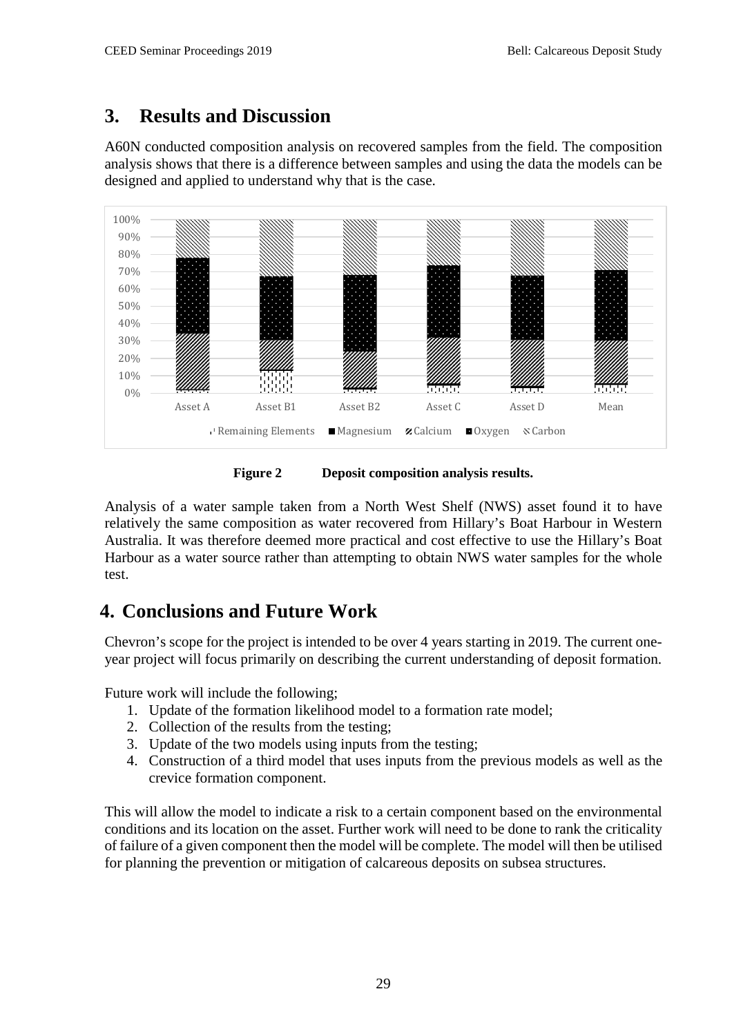## 3. Results and Discussion

A60N conducted composition analysis on recovered samples from the field. The composition analysis shows that there is a difference between samples and using the data the models can be designed and applied to understand why that is the case.

**Figure 2 Deposit composition analysis results.**

Analysis of a water sample taken from a North West Shelf (NWS) asset found it to have relatively the same composition as water recovered from Hillary's Boat Harbour in Western Australia. It was therefore deemed more practical and cost effective to use the Hillary's Boat Harbour as a water source rather than attempting to obtain NWS water samples for the whole test.

## 4. Conclusions and Future Work

Chevron's scope for the project is intended to be over 4 years starting in 2019. The current one-year project will focus primarily on describing the current understanding of deposit formation.

Future work will include the following;

1. Update of the formation likelihood model to a formation rate model;
2. Collection of the results from the testing;
3. Update of the two models using inputs from the testing;
4. Construction of a third model that uses inputs from the previous models as well as the crevice formation component.

This will allow the model to indicate a risk to a certain component based on the environmental conditions and its location on the asset. Further work will need to be done to rank the criticality of failure of a given component then the model will be complete. The model will then be utilised for planning the prevention or mitigation of calcareous deposits on subsea structures.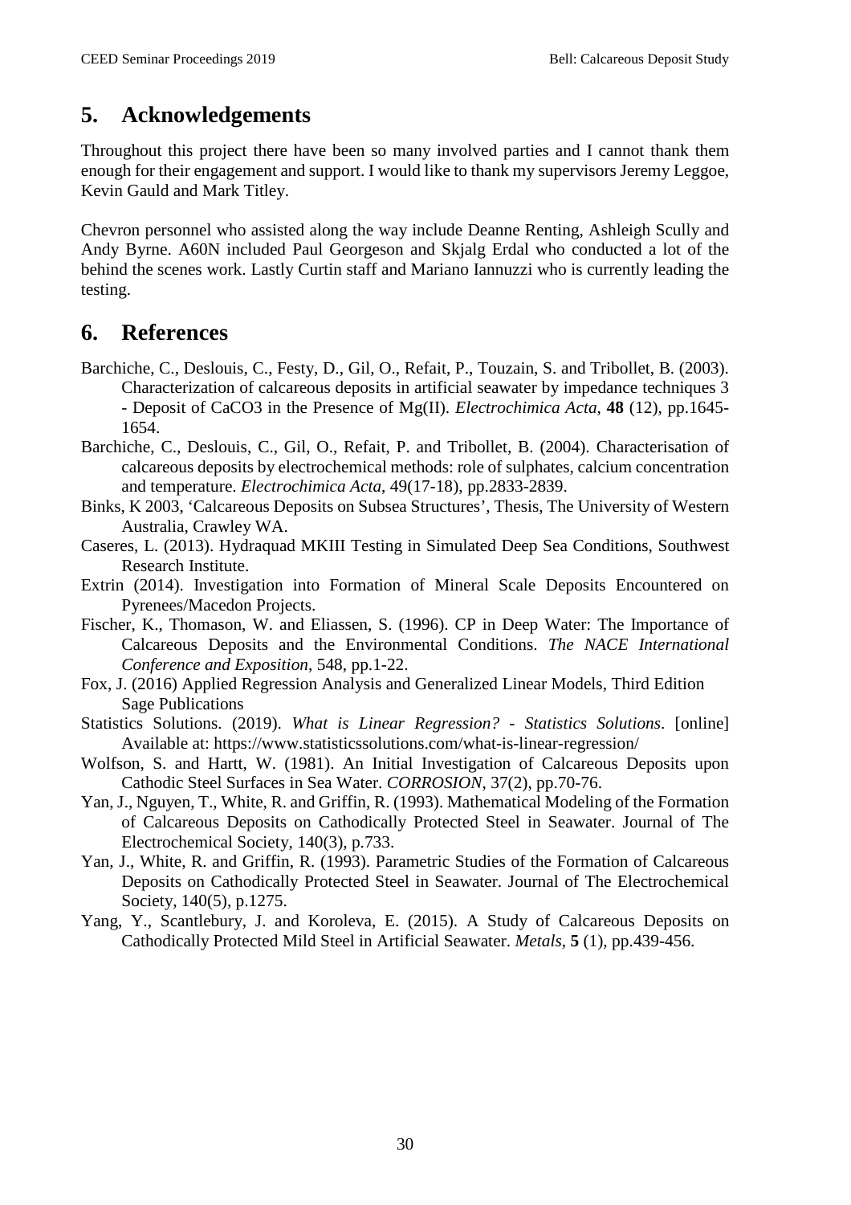## 5. Acknowledgements

Throughout this project there have been so many involved parties and I cannot thank them enough for their engagement and support. I would like to thank my supervisors Jeremy Leggoe, Kevin Gauld and Mark Titley.

Chevron personnel who assisted along the way include Deanne Renting, Ashleigh Scully and Andy Byrne. A60N included Paul Georgeson and Skjalg Erdal who conducted a lot of the behind the scenes work. Lastly Curtin staff and Mariano Iannuzzi who is currently leading the testing.

## 6. References

Barchiche, C., Deslouis, C., Festy, D., Gil, O., Refait, P., Touzain, S. and Tribollet, B. (2003). Characterization of calcareous deposits in artificial seawater by impedance techniques 3 - Deposit of CaCO3 in the Presence of Mg(II). *Electrochimica Acta*, **48** (12), pp.1645-1654.

Barchiche, C., Deslouis, C., Gil, O., Refait, P. and Tribollet, B. (2004). Characterisation of calcareous deposits by electrochemical methods: role of sulphates, calcium concentration and temperature. *Electrochimica Acta*, 49(17-18), pp.2833-2839.

Binks, K 2003, 'Calcareous Deposits on Subsea Structures', Thesis, The University of Western Australia, Crawley WA.

Caseres, L. (2013). Hydraquad MKIII Testing in Simulated Deep Sea Conditions, Southwest Research Institute.

Extrin (2014). Investigation into Formation of Mineral Scale Deposits Encountered on Pyrenees/Macedon Projects.

Fischer, K., Thomason, W. and Eliassen, S. (1996). CP in Deep Water: The Importance of Calcareous Deposits and the Environmental Conditions. *The NACE International Conference and Exposition*, 548, pp.1-22.

Fox, J. (2016) Applied Regression Analysis and Generalized Linear Models, Third Edition Sage Publications

Statistics Solutions. (2019). *What is Linear Regression? - Statistics Solutions*. [online] Available at: https://www.statisticssolutions.com/what-is-linear-regression/

Wolfson, S. and Hartt, W. (1981). An Initial Investigation of Calcareous Deposits upon Cathodic Steel Surfaces in Sea Water. *CORROSION*, 37(2), pp.70-76.

Yan, J., Nguyen, T., White, R. and Griffin, R. (1993). Mathematical Modeling of the Formation of Calcareous Deposits on Cathodically Protected Steel in Seawater. Journal of The Electrochemical Society, 140(3), p.733.

Yan, J., White, R. and Griffin, R. (1993). Parametric Studies of the Formation of Calcareous Deposits on Cathodically Protected Steel in Seawater. Journal of The Electrochemical Society, 140(5), p.1275.

Yang, Y., Scantlebury, J. and Koroleva, E. (2015). A Study of Calcareous Deposits on Cathodically Protected Mild Steel in Artificial Seawater. *Metals*, **5** (1), pp.439-456.